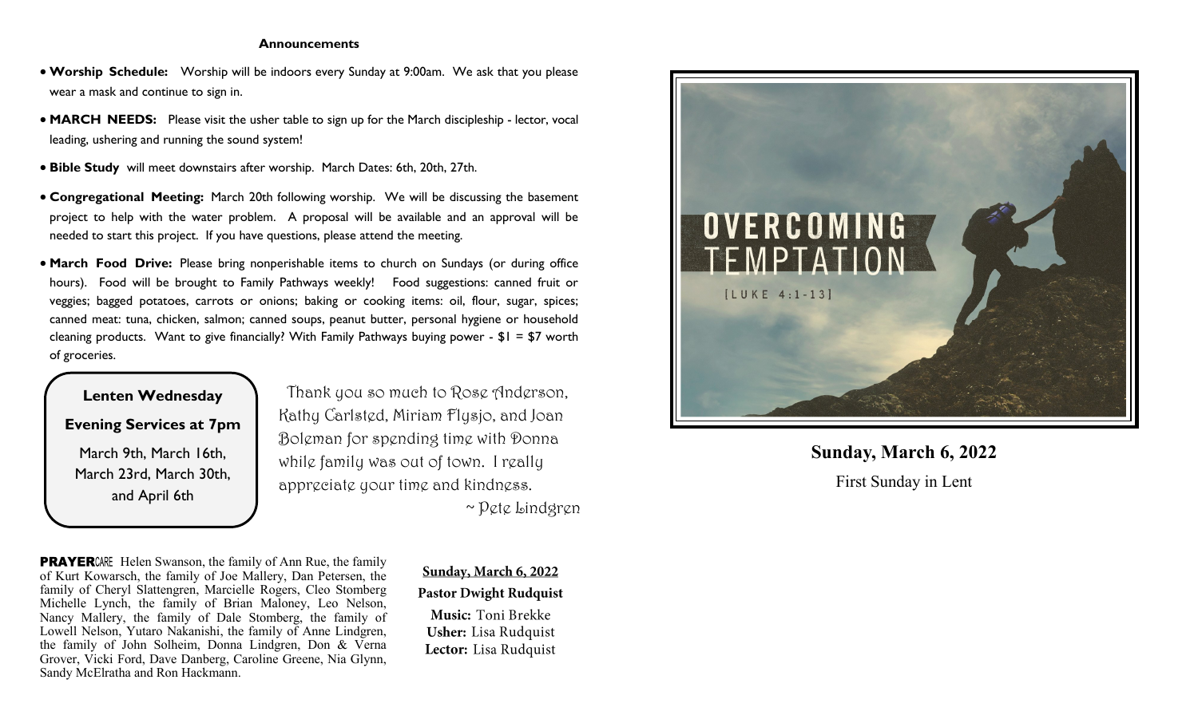## Announcements

- **Worship Schedule:** Worship will be indoors every Sunday at 9:00am. We ask that you please wear a mask and continue to sign in.
- **MARCH NEEDS:** Please visit the usher table to sign up for the March discipleship - lector, vocal leading, ushering and running the sound system!
- **Bible Study** will meet downstairs after worship. March Dates: 6th, 20th, 27th.
- **Congregational Meeting:** March 20th following worship. We will be discussing the basement project to help with the water problem. A proposal will be available and an approval will be needed to start this project. If you have questions, please attend the meeting.
- **March Food Drive:** Please bring nonperishable items to church on Sundays (or during office hours). Food will be brought to Family Pathways weekly! Food suggestions: canned fruit or veggies; bagged potatoes, carrots or onions; baking or cooking items: oil, flour, sugar, spices; canned meat: tuna, chicken, salmon; canned soups, peanut butter, personal hygiene or household cleaning products. Want to give financially? With Family Pathways buying power - $1 = $7 worth of groceries.

**Lenten Wednesday**

**Evening Services at 7pm**

March 9th, March 16th, March 23rd, March 30th, and April 6th

Thank you so much to Rose Anderson, Kathy Carlsted, Miriam Flysjo, and Joan Boleman for spending time with Donna while family was out of town. I really appreciate your time and kindness.

~ Pete Lindgren

**PRAYER**CARE Helen Swanson, the family of Ann Rue, the family of Kurt Kowarsch, the family of Joe Mallery, Dan Petersen, the family of Cheryl Slattengren, Marcielle Rogers, Cleo Stomberg Michelle Lynch, the family of Brian Maloney, Leo Nelson, Nancy Mallery, the family of Dale Stomberg, the family of Lowell Nelson, Yutaro Nakanishi, the family of Anne Lindgren, the family of John Solheim, Donna Lindgren, Don & Verna Grover, Vicki Ford, Dave Danberg, Caroline Greene, Nia Glynn, Sandy McElratha and Ron Hackmann.

**Sunday, March 6, 2022**

**Pastor Dwight Rudquist**

**Music:** Toni Brekke
**Usher:** Lisa Rudquist
**Lector:** Lisa Rudquist

OVERCOMING TEMPTATION

[LUKE 4:1-13]

# Sunday, March 6, 2022

First Sunday in Lent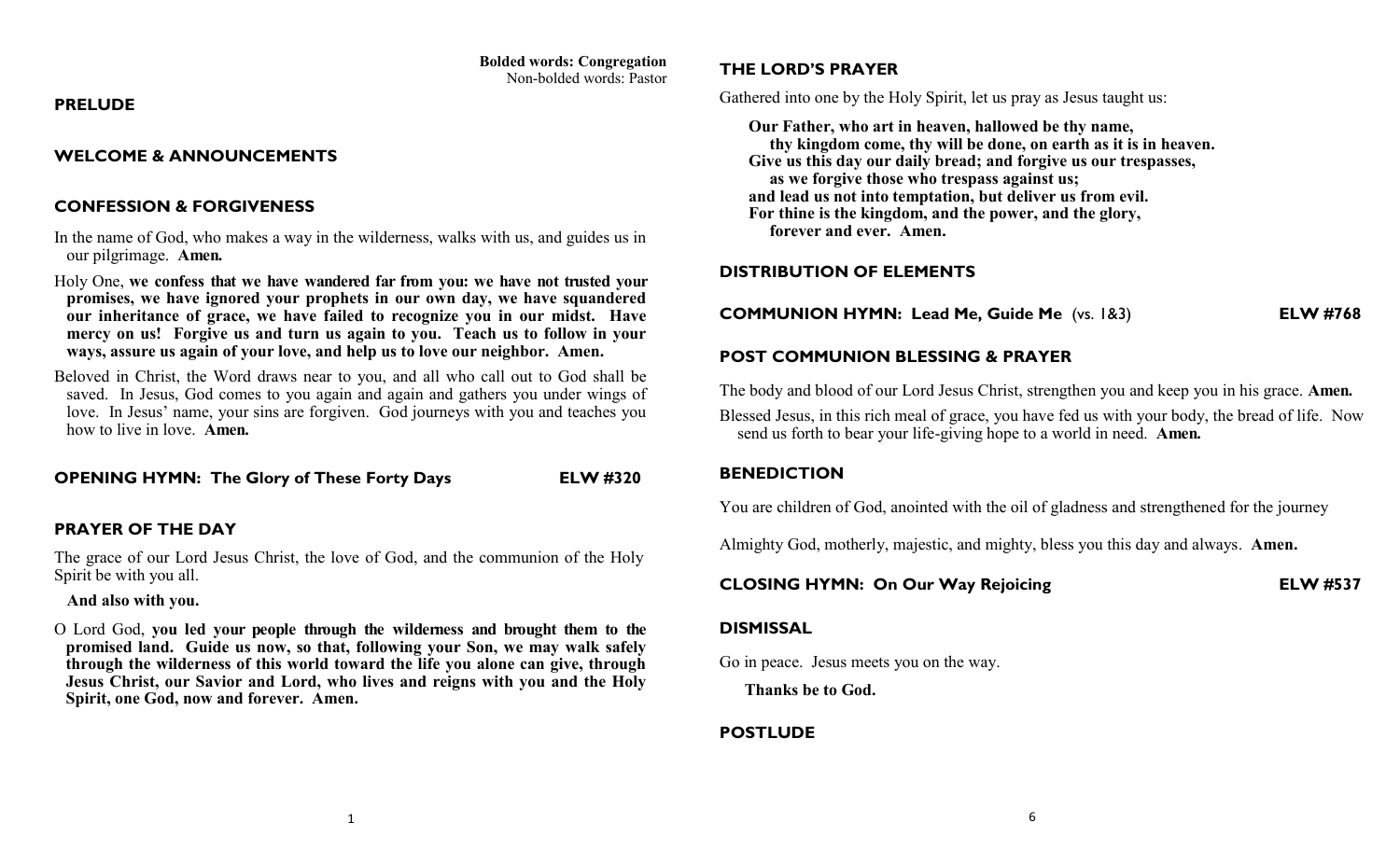**Bolded words: Congregation**
Non-bolded words: Pastor

## PRELUDE

## WELCOME & ANNOUNCEMENTS

## CONFESSION & FORGIVENESS

In the name of God, who makes a way in the wilderness, walks with us, and guides us in our pilgrimage. **Amen.**

Holy One, **we confess that we have wandered far from you: we have not trusted your promises, we have ignored your prophets in our own day, we have squandered our inheritance of grace, we have failed to recognize you in our midst. Have mercy on us! Forgive us and turn us again to you. Teach us to follow in your ways, assure us again of your love, and help us to love our neighbor. Amen.**

Beloved in Christ, the Word draws near to you, and all who call out to God shall be saved. In Jesus, God comes to you again and again and gathers you under wings of love. In Jesus' name, your sins are forgiven. God journeys with you and teaches you how to live in love. **Amen.**

## OPENING HYMN: The Glory of These Forty Days — ELW #320

## PRAYER OF THE DAY

The grace of our Lord Jesus Christ, the love of God, and the communion of the Holy Spirit be with you all.

**And also with you.**

O Lord God, **you led your people through the wilderness and brought them to the promised land. Guide us now, so that, following your Son, we may walk safely through the wilderness of this world toward the life you alone can give, through Jesus Christ, our Savior and Lord, who lives and reigns with you and the Holy Spirit, one God, now and forever. Amen.**

## THE LORD'S PRAYER

Gathered into one by the Holy Spirit, let us pray as Jesus taught us:

**Our Father, who art in heaven, hallowed be thy name,**
**thy kingdom come, thy will be done, on earth as it is in heaven.**
**Give us this day our daily bread; and forgive us our trespasses,**
**as we forgive those who trespass against us;**
**and lead us not into temptation, but deliver us from evil.**
**For thine is the kingdom, and the power, and the glory,**
**forever and ever. Amen.**

## DISTRIBUTION OF ELEMENTS

## COMMUNION HYMN: Lead Me, Guide Me (vs. 1&3) — ELW #768

## POST COMMUNION BLESSING & PRAYER

The body and blood of our Lord Jesus Christ, strengthen you and keep you in his grace. **Amen.**

Blessed Jesus, in this rich meal of grace, you have fed us with your body, the bread of life. Now send us forth to bear your life-giving hope to a world in need. **Amen.**

## BENEDICTION

You are children of God, anointed with the oil of gladness and strengthened for the journey

Almighty God, motherly, majestic, and mighty, bless you this day and always. **Amen.**

## CLOSING HYMN: On Our Way Rejoicing — ELW #537

## DISMISSAL

Go in peace. Jesus meets you on the way.

**Thanks be to God.**

## POSTLUDE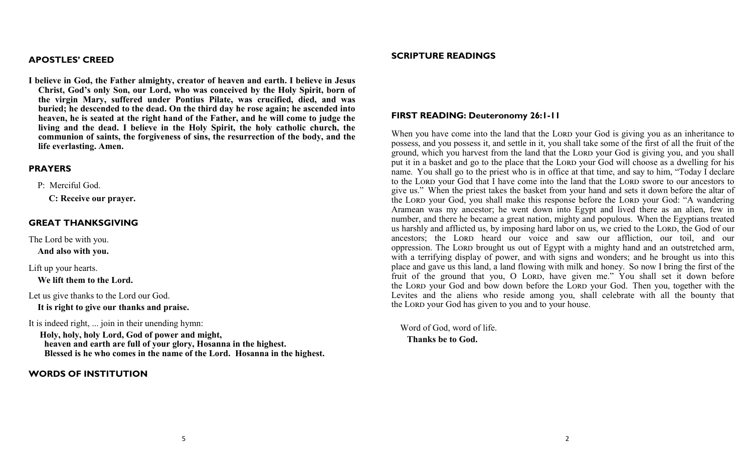## APOSTLES' CREED

**I believe in God, the Father almighty, creator of heaven and earth. I believe in Jesus Christ, God's only Son, our Lord, who was conceived by the Holy Spirit, born of the virgin Mary, suffered under Pontius Pilate, was crucified, died, and was buried; he descended to the dead. On the third day he rose again; he ascended into heaven, he is seated at the right hand of the Father, and he will come to judge the living and the dead. I believe in the Holy Spirit, the holy catholic church, the communion of saints, the forgiveness of sins, the resurrection of the body, and the life everlasting. Amen.**

## PRAYERS

P: Merciful God.

**C: Receive our prayer.**

## GREAT THANKSGIVING

The Lord be with you.

**And also with you.**

Lift up your hearts.

**We lift them to the Lord.**

Let us give thanks to the Lord our God.

**It is right to give our thanks and praise.**

It is indeed right, ... join in their unending hymn:

**Holy, holy, holy Lord, God of power and might,**
**heaven and earth are full of your glory, Hosanna in the highest.**
**Blessed is he who comes in the name of the Lord. Hosanna in the highest.**

## WORDS OF INSTITUTION

## SCRIPTURE READINGS

### FIRST READING: Deuteronomy 26:1-11

When you have come into the land that the LORD your God is giving you as an inheritance to possess, and you possess it, and settle in it, you shall take some of the first of all the fruit of the ground, which you harvest from the land that the LORD your God is giving you, and you shall put it in a basket and go to the place that the LORD your God will choose as a dwelling for his name. You shall go to the priest who is in office at that time, and say to him, "Today I declare to the LORD your God that I have come into the land that the LORD swore to our ancestors to give us." When the priest takes the basket from your hand and sets it down before the altar of the LORD your God, you shall make this response before the LORD your God: "A wandering Aramean was my ancestor; he went down into Egypt and lived there as an alien, few in number, and there he became a great nation, mighty and populous. When the Egyptians treated us harshly and afflicted us, by imposing hard labor on us, we cried to the LORD, the God of our ancestors; the LORD heard our voice and saw our affliction, our toil, and our oppression. The LORD brought us out of Egypt with a mighty hand and an outstretched arm, with a terrifying display of power, and with signs and wonders; and he brought us into this place and gave us this land, a land flowing with milk and honey. So now I bring the first of the fruit of the ground that you, O LORD, have given me." You shall set it down before the LORD your God and bow down before the LORD your God. Then you, together with the Levites and the aliens who reside among you, shall celebrate with all the bounty that the LORD your God has given to you and to your house.

Word of God, word of life.

**Thanks be to God.**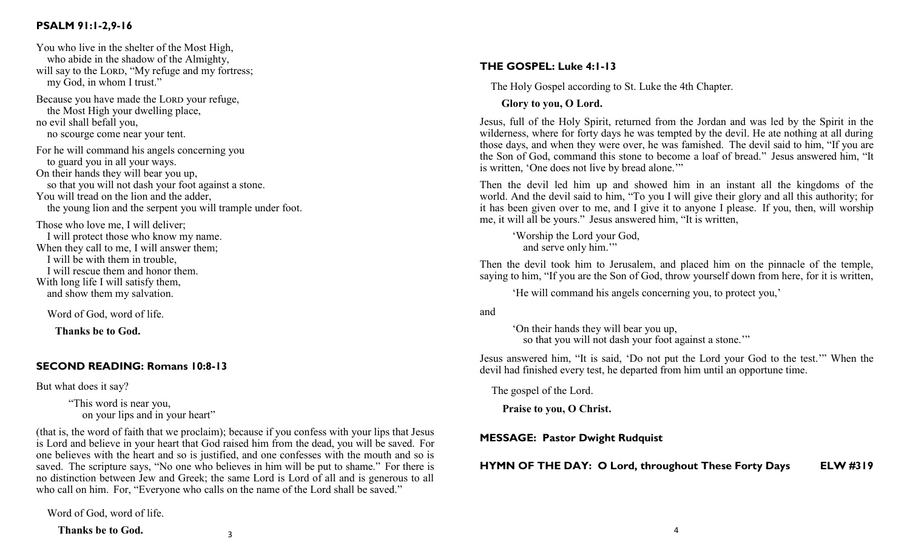### PSALM 91:1-2,9-16

You who live in the shelter of the Most High,
who abide in the shadow of the Almighty,
will say to the LORD, "My refuge and my fortress;
my God, in whom I trust."

Because you have made the LORD your refuge,
the Most High your dwelling place,
no evil shall befall you,
no scourge come near your tent.

For he will command his angels concerning you
to guard you in all your ways.
On their hands they will bear you up,
so that you will not dash your foot against a stone.
You will tread on the lion and the adder,
the young lion and the serpent you will trample under foot.

Those who love me, I will deliver;
I will protect those who know my name.
When they call to me, I will answer them;
I will be with them in trouble,
I will rescue them and honor them.
With long life I will satisfy them,
and show them my salvation.

Word of God, word of life.

**Thanks be to God.**

### SECOND READING: Romans 10:8-13

But what does it say?

"This word is near you,
on your lips and in your heart"

(that is, the word of faith that we proclaim); because if you confess with your lips that Jesus is Lord and believe in your heart that God raised him from the dead, you will be saved. For one believes with the heart and so is justified, and one confesses with the mouth and so is saved. The scripture says, "No one who believes in him will be put to shame." For there is no distinction between Jew and Greek; the same Lord is Lord of all and is generous to all who call on him. For, "Everyone who calls on the name of the Lord shall be saved."

Word of God, word of life.

**Thanks be to God.**

### THE GOSPEL: Luke 4:1-13

The Holy Gospel according to St. Luke the 4th Chapter.

**Glory to you, O Lord.**

Jesus, full of the Holy Spirit, returned from the Jordan and was led by the Spirit in the wilderness, where for forty days he was tempted by the devil. He ate nothing at all during those days, and when they were over, he was famished. The devil said to him, "If you are the Son of God, command this stone to become a loaf of bread." Jesus answered him, "It is written, 'One does not live by bread alone.'"

Then the devil led him up and showed him in an instant all the kingdoms of the world. And the devil said to him, "To you I will give their glory and all this authority; for it has been given over to me, and I give it to anyone I please. If you, then, will worship me, it will all be yours." Jesus answered him, "It is written,

'Worship the Lord your God,
and serve only him.'"

Then the devil took him to Jerusalem, and placed him on the pinnacle of the temple, saying to him, "If you are the Son of God, throw yourself down from here, for it is written,

'He will command his angels concerning you, to protect you,'

and

'On their hands they will bear you up,
so that you will not dash your foot against a stone.'"

Jesus answered him, "It is said, 'Do not put the Lord your God to the test.'" When the devil had finished every test, he departed from him until an opportune time.

The gospel of the Lord.

**Praise to you, O Christ.**

### MESSAGE: Pastor Dwight Rudquist

### HYMN OF THE DAY: O Lord, throughout These Forty Days ELW #319